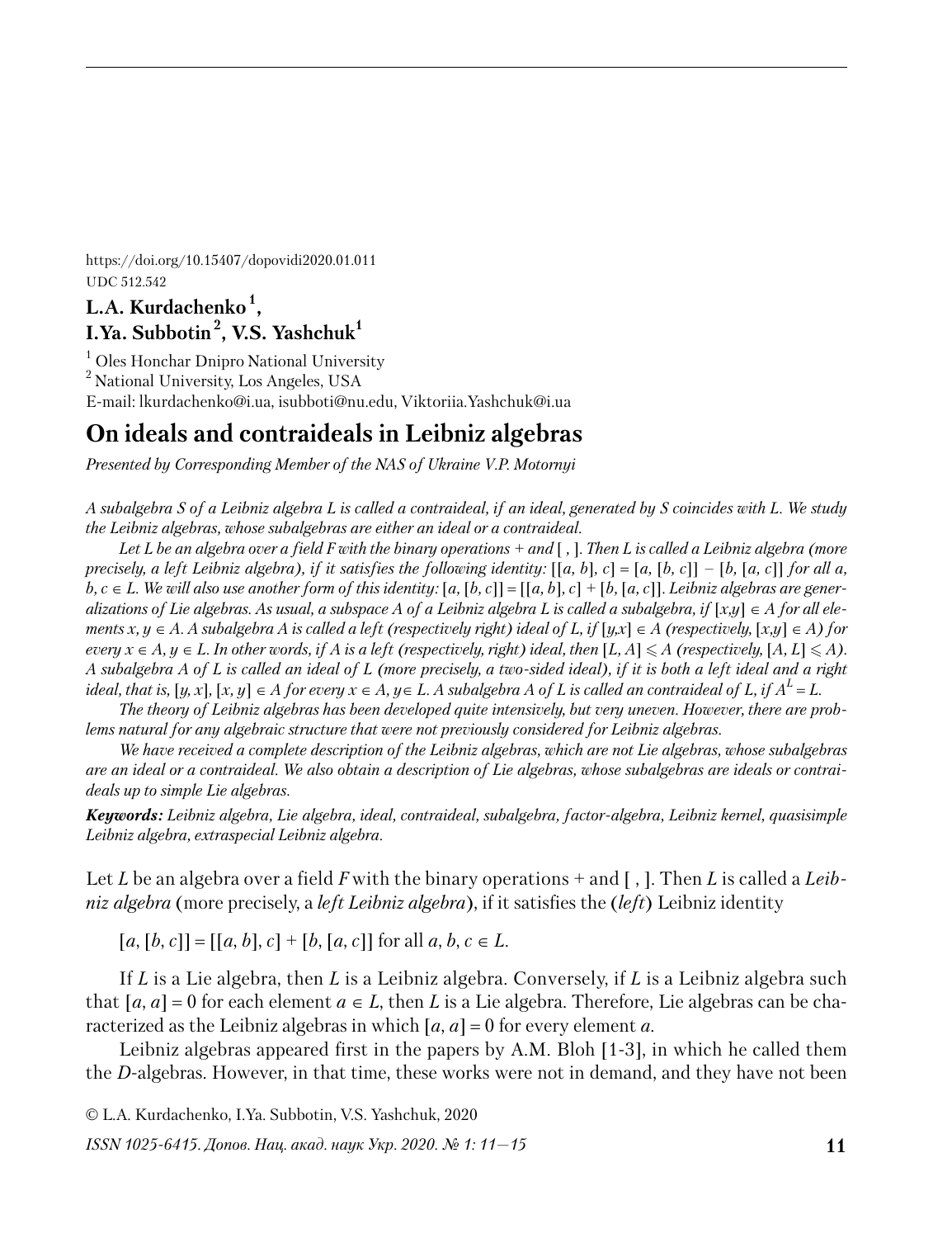https://doi.org/10.15407/dopovidi2020.01.011
UDC 512.542

**L.A. Kurdachenko [1], I.Ya. Subbotin [2], V.S. Yashchuk [1]**

[1] Oles Honchar Dnipro National University
[2] National University, Los Angeles, USA
E-mail: lkurdachenko@i.ua, isubboti@nu.edu, Viktoriia.Yashchuk@i.ua

# On ideals and contraideals in Leibniz algebras

*Presented by Corresponding Member of the NAS of Ukraine V.P. Motornyi*

*A subalgebra S of a Leibniz algebra L is called a contraideal, if an ideal, generated by S coincides with L. We study the Leibniz algebras, whose subalgebras are either an ideal or a contraideal.*

*Let L be an algebra over a field F with the binary operations + and [ , ]. Then L is called a Leibniz algebra (more precisely, a left Leibniz algebra), if it satisfies the following identity:* $[[a, b], c] = [a, [b, c]] - [b, [a, c]]$ *for all* $a, b, c \in L$*. We will also use another form of this identity:* $[a, [b, c]] = [[a, b], c] + [b, [a, c]]$*. Leibniz algebras are generalizations of Lie algebras. As usual, a subspace A of a Leibniz algebra L is called a subalgebra, if* $[x,y] \in A$ *for all elements* $x, y \in A$*. A subalgebra A is called a left (respectively right) ideal of L, if* $[y,x] \in A$ *(respectively,* $[x,y] \in A$*) for every* $x \in A$, $y \in L$*. In other words, if A is a left (respectively, right) ideal, then* $[L, A] \leqslant A$ *(respectively,* $[A, L] \leqslant A$*). A subalgebra A of L is called an ideal of L (more precisely, a two-sided ideal), if it is both a left ideal and a right ideal, that is,* $[y, x], [x, y] \in A$ *for every* $x \in A$, $y \in L$*. A subalgebra A of L is called an contraideal of L, if* $A^L = L$*.*

*The theory of Leibniz algebras has been developed quite intensively, but very uneven. However, there are problems natural for any algebraic structure that were not previously considered for Leibniz algebras.*

*We have received a complete description of the Leibniz algebras, which are not Lie algebras, whose subalgebras are an ideal or a contraideal. We also obtain a description of Lie algebras, whose subalgebras are ideals or contraideals up to simple Lie algebras.*

***Keywords:*** *Leibniz algebra, Lie algebra, ideal, contraideal, subalgebra, factor-algebra, Leibniz kernel, quasisimple Leibniz algebra, extraspecial Leibniz algebra.*

Let $L$ be an algebra over a field $F$ with the binary operations + and [ , ]. Then $L$ is called a *Leibniz algebra* (more precisely, a *left Leibniz algebra*), if it satisfies the (*left*) Leibniz identity

$[a, [b, c]] = [[a, b], c] + [b, [a, c]]$ for all $a, b, c \in L$.

If $L$ is a Lie algebra, then $L$ is a Leibniz algebra. Conversely, if $L$ is a Leibniz algebra such that $[a, a] = 0$ for each element $a \in L$, then $L$ is a Lie algebra. Therefore, Lie algebras can be characterized as the Leibniz algebras in which $[a, a] = 0$ for every element $a$.

Leibniz algebras appeared first in the papers by A.M. Bloh [1-3], in which he called them the *D*-algebras. However, in that time, these works were not in demand, and they have not been

© L.A. Kurdachenko, I.Ya. Subbotin, V.S. Yashchuk, 2020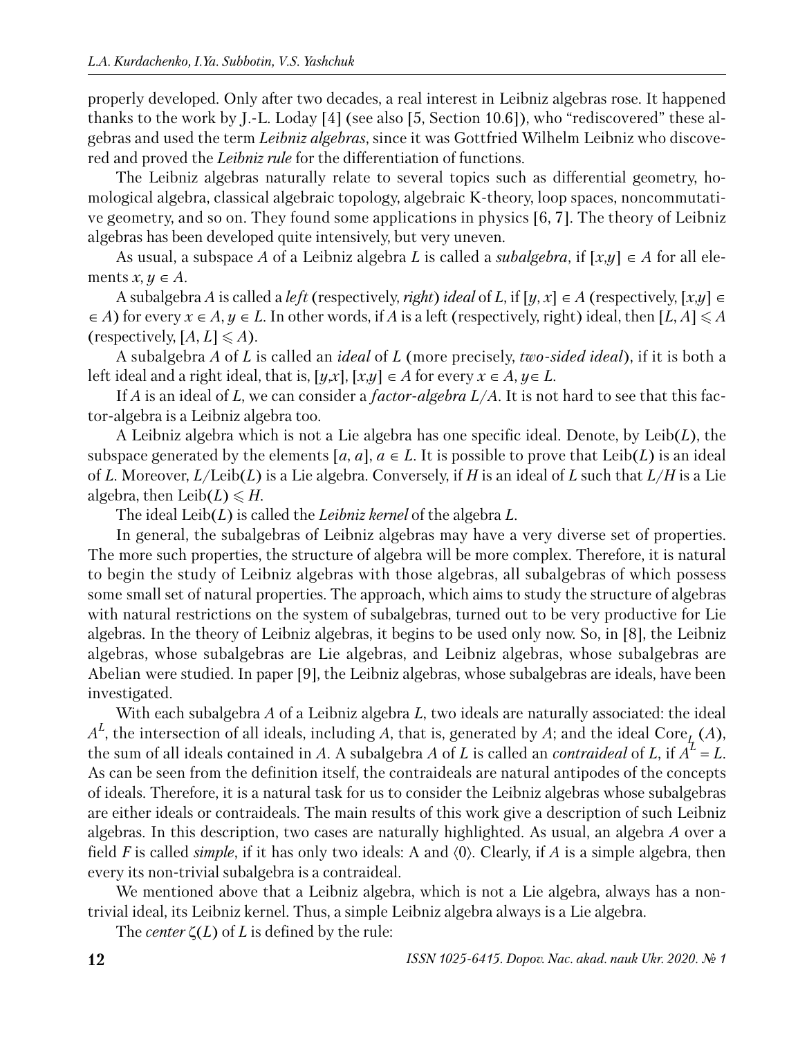properly developed. Only after two decades, a real interest in Leibniz algebras rose. It happened thanks to the work by J.-L. Loday [4] (see also [5, Section 10.6]), who "rediscovered" these algebras and used the term *Leibniz algebras*, since it was Gottfried Wilhelm Leibniz who discovered and proved the *Leibniz rule* for the differentiation of functions.

The Leibniz algebras naturally relate to several topics such as differential geometry, homological algebra, classical algebraic topology, algebraic K-theory, loop spaces, noncommutative geometry, and so on. They found some applications in physics [6, 7]. The theory of Leibniz algebras has been developed quite intensively, but very uneven.

As usual, a subspace $A$ of a Leibniz algebra $L$ is called a *subalgebra*, if $[x,y] \in A$ for all elements $x, y \in A$.

A subalgebra $A$ is called a *left* (respectively, *right*) *ideal* of $L$, if $[y, x] \in A$ (respectively, $[x,y] \in A$) for every $x \in A$, $y \in L$. In other words, if $A$ is a left (respectively, right) ideal, then $[L, A] \leqslant A$ (respectively, $[A, L] \leqslant A$).

A subalgebra $A$ of $L$ is called an *ideal* of $L$ (more precisely, *two-sided ideal*), if it is both a left ideal and a right ideal, that is, $[y,x]$, $[x,y] \in A$ for every $x \in A$, $y \in L$.

If $A$ is an ideal of $L$, we can consider a *factor-algebra* $L/A$. It is not hard to see that this factor-algebra is a Leibniz algebra too.

A Leibniz algebra which is not a Lie algebra has one specific ideal. Denote, by $\text{Leib}(L)$, the subspace generated by the elements $[a, a]$, $a \in L$. It is possible to prove that $\text{Leib}(L)$ is an ideal of $L$. Moreover, $L/\text{Leib}(L)$ is a Lie algebra. Conversely, if $H$ is an ideal of $L$ such that $L/H$ is a Lie algebra, then $\text{Leib}(L) \leqslant H$.

The ideal $\text{Leib}(L)$ is called the *Leibniz kernel* of the algebra $L$.

In general, the subalgebras of Leibniz algebras may have a very diverse set of properties. The more such properties, the structure of algebra will be more complex. Therefore, it is natural to begin the study of Leibniz algebras with those algebras, all subalgebras of which possess some small set of natural properties. The approach, which aims to study the structure of algebras with natural restrictions on the system of subalgebras, turned out to be very productive for Lie algebras. In the theory of Leibniz algebras, it begins to be used only now. So, in [8], the Leibniz algebras, whose subalgebras are Lie algebras, and Leibniz algebras, whose subalgebras are Abelian were studied. In paper [9], the Leibniz algebras, whose subalgebras are ideals, have been investigated.

With each subalgebra $A$ of a Leibniz algebra $L$, two ideals are naturally associated: the ideal $A^L$, the intersection of all ideals, including $A$, that is, generated by $A$; and the ideal $\text{Core}_L(A)$, the sum of all ideals contained in $A$. A subalgebra $A$ of $L$ is called an *contraideal* of $L$, if $A^L = L$. As can be seen from the definition itself, the contraideals are natural antipodes of the concepts of ideals. Therefore, it is a natural task for us to consider the Leibniz algebras whose subalgebras are either ideals or contraideals. The main results of this work give a description of such Leibniz algebras. In this description, two cases are naturally highlighted. As usual, an algebra $A$ over a field $F$ is called *simple*, if it has only two ideals: A and $\langle 0 \rangle$. Clearly, if $A$ is a simple algebra, then every its non-trivial subalgebra is a contraideal.

We mentioned above that a Leibniz algebra, which is not a Lie algebra, always has a non-trivial ideal, its Leibniz kernel. Thus, a simple Leibniz algebra always is a Lie algebra.

The *center* $\zeta(L)$ of $L$ is defined by the rule: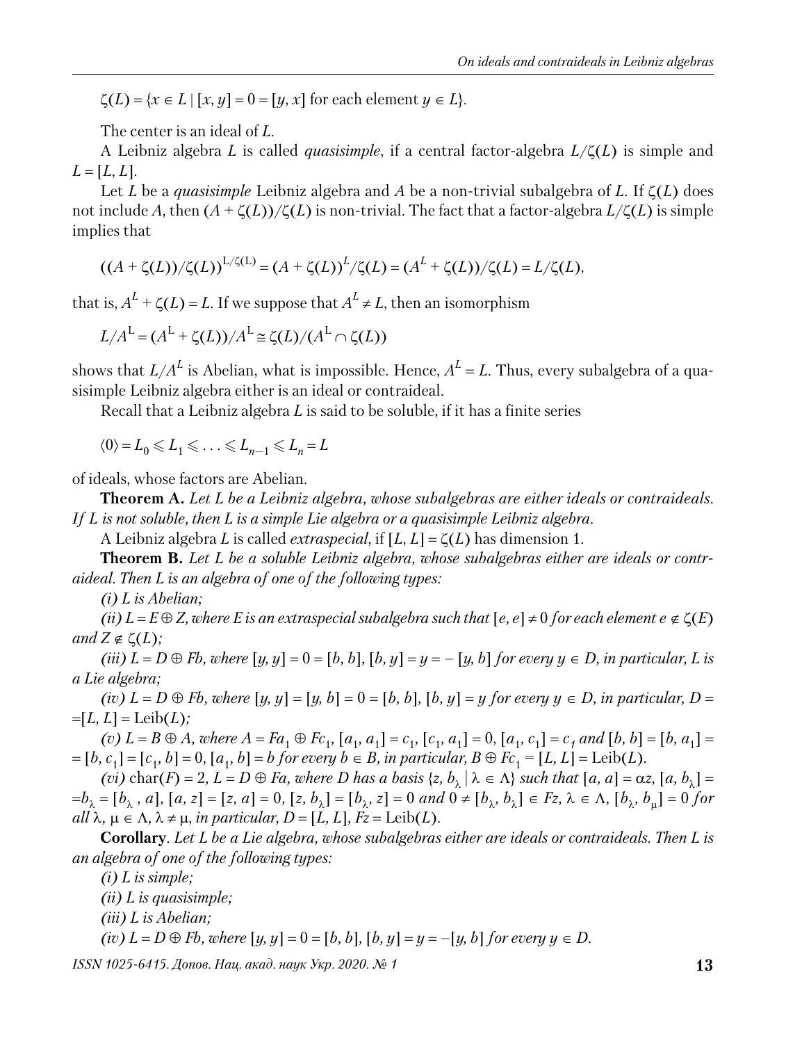$$\zeta(L) = \{x \in L \mid [x, y] = 0 = [y, x] \text{ for each element } y \in L\}.$$

The center is an ideal of $L$.

A Leibniz algebra $L$ is called *quasisimple*, if a central factor-algebra $L/\zeta(L)$ is simple and $L = [L, L]$.

Let $L$ be a *quasisimple* Leibniz algebra and $A$ be a non-trivial subalgebra of $L$. If $\zeta(L)$ does not include $A$, then $(A + \zeta(L))/\zeta(L)$ is non-trivial. The fact that a factor-algebra $L/\zeta(L)$ is simple implies that

$$((A + \zeta(L))/\zeta(L))^{L/\zeta(L)} = (A + \zeta(L))^L/\zeta(L) = (A^L + \zeta(L))/\zeta(L) = L/\zeta(L),$$

that is, $A^L + \zeta(L) = L$. If we suppose that $A^L \neq L$, then an isomorphism

$$L/A^L = (A^L + \zeta(L))/A^L \cong \zeta(L)/(A^L \cap \zeta(L))$$

shows that $L/A^L$ is Abelian, what is impossible. Hence, $A^L = L$. Thus, every subalgebra of a quasisimple Leibniz algebra either is an ideal or contraideal.

Recall that a Leibniz algebra $L$ is said to be soluble, if it has a finite series

$$\langle 0 \rangle = L_0 \leqslant L_1 \leqslant \ldots \leqslant L_{n-1} \leqslant L_n = L$$

of ideals, whose factors are Abelian.

**Theorem A.** *Let $L$ be a Leibniz algebra, whose subalgebras are either ideals or contraideals. If $L$ is not soluble, then $L$ is a simple Lie algebra or a quasisimple Leibniz algebra.*

A Leibniz algebra $L$ is called *extraspecial*, if $[L, L] = \zeta(L)$ has dimension 1.

**Theorem B.** *Let $L$ be a soluble Leibniz algebra, whose subalgebras either are ideals or contraideal. Then $L$ is an algebra of one of the following types:*

*(i) $L$ is Abelian;*

*(ii) $L = E \oplus Z$, where $E$ is an extraspecial subalgebra such that $[e, e] \neq 0$ for each element $e \notin \zeta(E)$ and $Z \notin \zeta(L)$;*

*(iii) $L = D \oplus Fb$, where $[y, y] = 0 = [b, b]$, $[b, y] = y = -[y, b]$ for every $y \in D$, in particular, $L$ is a Lie algebra;*

*(iv) $L = D \oplus Fb$, where $[y, y] = [y, b] = 0 = [b, b]$, $[b, y] = y$ for every $y \in D$, in particular, $D = [L, L] = \mathrm{Leib}(L)$;*

*(v) $L = B \oplus A$, where $A = Fa_1 \oplus Fc_1$, $[a_1, a_1] = c_1$, $[c_1, a_1] = 0$, $[a_1, c_1] = c_1$ and $[b, b] = [b, a_1] = [b, c_1] = [c_1, b] = 0$, $[a_1, b] = b$ for every $b \in B$, in particular, $B \oplus Fc_1 = [L, L] = \mathrm{Leib}(L)$.*

*(vi) $\mathrm{char}(F) = 2$, $L = D \oplus Fa$, where $D$ has a basis $\{z, b_\lambda \mid \lambda \in \Lambda\}$ such that $[a, a] = \alpha z$, $[a, b_\lambda] = b_\lambda = [b_\lambda, a]$, $[a, z] = [z, a] = 0$, $[z, b_\lambda] = [b_\lambda, z] = 0$ and $0 \neq [b_\lambda, b_\lambda] \in Fz$, $\lambda \in \Lambda$, $[b_\lambda, b_\mu] = 0$ for all $\lambda, \mu \in \Lambda$, $\lambda \neq \mu$, in particular, $D = [L, L]$, $Fz = \mathrm{Leib}(L)$.*

**Corollary**. *Let $L$ be a Lie algebra, whose subalgebras either are ideals or contraideals. Then $L$ is an algebra of one of the following types:*

*(i) $L$ is simple;*

*(ii) $L$ is quasisimple;*

*(iii) $L$ is Abelian;*

*(iv) $L = D \oplus Fb$, where $[y, y] = 0 = [b, b]$, $[b, y] = y = -[y, b]$ for every $y \in D$.*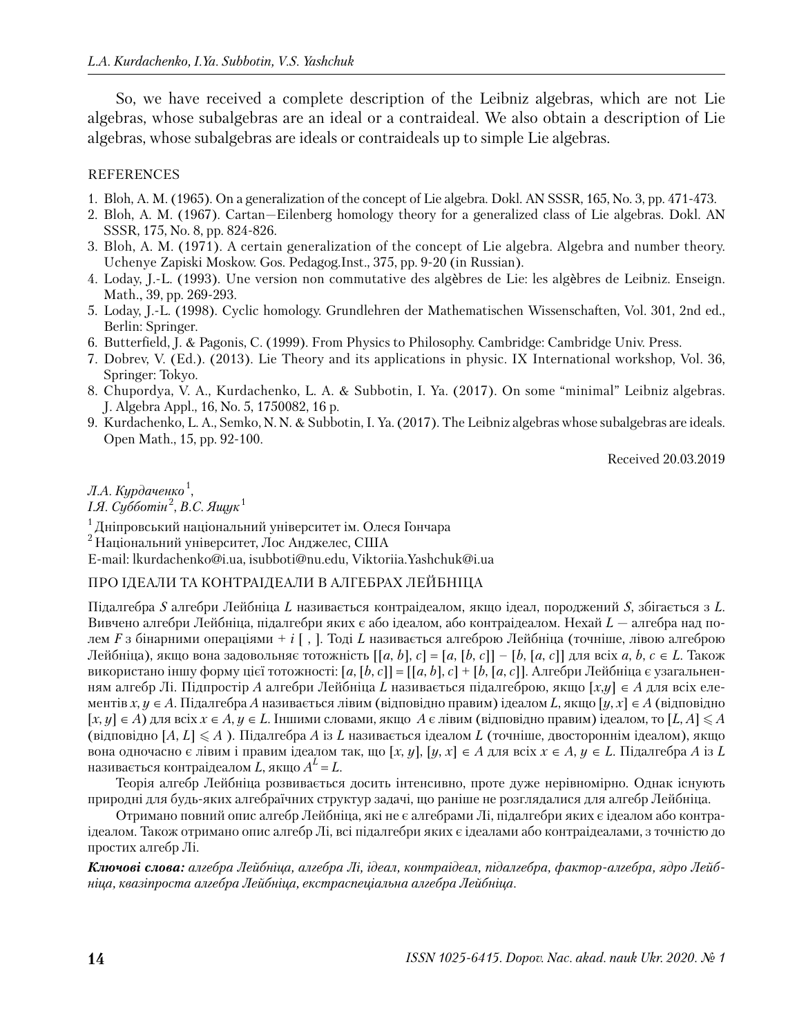So, we have received a complete description of the Leibniz algebras, which are not Lie algebras, whose subalgebras are an ideal or a contraideal. We also obtain a description of Lie algebras, whose subalgebras are ideals or contraideals up to simple Lie algebras.

REFERENCES

1. Bloh, A. M. (1965). On a generalization of the concept of Lie algebra. Dokl. AN SSSR, 165, No. 3, pp. 471-473.
2. Bloh, A. M. (1967). Cartan—Eilenberg homology theory for a generalized class of Lie algebras. Dokl. AN SSSR, 175, No. 8, pp. 824-826.
3. Bloh, A. M. (1971). A certain generalization of the concept of Lie algebra. Algebra and number theory. Uchenye Zapiski Moskow. Gos. Pedagog.Inst., 375, pp. 9-20 (in Russian).
4. Loday, J.-L. (1993). Une version non commutative des algèbres de Lie: les algèbres de Leibniz. Enseign. Math., 39, pp. 269-293.
5. Loday, J.-L. (1998). Cyclic homology. Grundlehren der Mathematischen Wissenschaften, Vol. 301, 2nd ed., Berlin: Springer.
6. Butterfield, J. & Pagonis, C. (1999). From Physics to Philosophy. Cambridge: Cambridge Univ. Press.
7. Dobrev, V. (Ed.). (2013). Lie Theory and its applications in physic. IX International workshop, Vol. 36, Springer: Tokyo.
8. Chupordya, V. A., Kurdachenko, L. A. & Subbotin, I. Ya. (2017). On some "minimal" Leibniz algebras. J. Algebra Appl., 16, No. 5, 1750082, 16 p.
9. Kurdachenko, L. A., Semko, N. N. & Subbotin, I. Ya. (2017). The Leibniz algebras whose subalgebras are ideals. Open Math., 15, pp. 92-100.

Received 20.03.2019

*Л.А. Курдаченко*[1],
*І.Я. Субботін*[2], *В.С. Ящук*[1]

[1] Дніпровський національний університет ім. Олеся Гончара
[2] Національний університет, Лос Анджелес, США
E-mail: lkurdachenko@i.ua, isubboti@nu.edu, Viktoriia.Yashchuk@i.ua

## ПРО ІДЕАЛИ ТА КОНТРАІДЕАЛИ В АЛГЕБРАХ ЛЕЙБНІЦА

Підалгебра $S$ алгебри Лейбніца $L$ називається контраідеалом, якщо ідеал, породжений $S$, збігається з $L$. Вивчено алгебри Лейбніца, підалгебри яких є або ідеалом, або контраідеалом. Нехай $L$ — алгебра над полем $F$ з бінарними операціями + і [ , ]. Тоді $L$ називається алгеброю Лейбніца (точніше, лівою алгеброю Лейбніца), якщо вона задовольняє тотожність $[[a, b], c] = [a, [b, c]] - [b, [a, c]]$ для всіх $a, b, c \in L$. Також використано іншу форму цієї тотожності: $[a, [b, c]] = [[a, b], c] + [b, [a, c]]$. Алгебри Лейбніца є узагальненням алгебр Лі. Підпростір $A$ алгебри Лейбніца $L$ називається підалгеброю, якщо $[x,y] \in A$ для всіх елементів $x, y \in A$. Підалгебра $A$ називається лівим (відповідно правим) ідеалом $L$, якщо $[y, x] \in A$ (відповідно $[x, y] \in A$) для всіх $x \in A, y \in L$. Іншими словами, якщо $A$ є лівим (відповідно правим) ідеалом, то $[L, A] \leqslant A$ (відповідно $[A, L] \leqslant A$ ). Підалгебра $A$ із $L$ називається ідеалом $L$ (точніше, двостороннім ідеалом), якщо вона одночасно є лівим і правим ідеалом так, що $[x, y], [y, x] \in A$ для всіх $x \in A, y \in L$. Підалгебра $A$ із $L$ називається контраідеалом $L$, якщо $A^L = L$.

Теорія алгебр Лейбніца розвивається досить інтенсивно, проте дуже нерівномірно. Однак існують природні для будь-яких алгебраїчних структур задачі, що раніше не розглядалися для алгебр Лейбніца.

Отримано повний опис алгебр Лейбніца, які не є алгебрами Лі, підалгебри яких є ідеалом або контраідеалом. Також отримано опис алгебр Лі, всі підалгебри яких є ідеалами або контраідеалами, з точністю до простих алгебр Лі.

***Ключові слова:*** *алгебра Лейбніца, алгебра Лі, ідеал, контраідеал, підалгебра, фактор-алгебра, ядро Лейбніца, квазіпроста алгебра Лейбніца, екстраспеціальна алгебра Лейбніца.*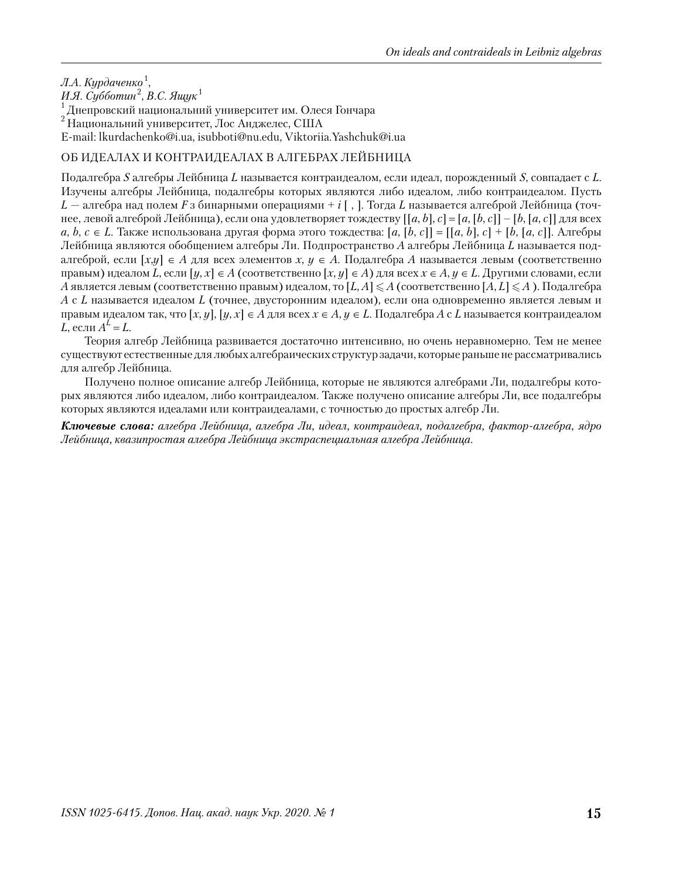*Л.А. Курдаченко*[1],
*И.Я. Субботин*[2], *В.С. Ящук*[1]
[1] Днепровский национальний университет им. Олеся Гончара
[2] Националький университет, Лос Анджелес, США
E-mail: lkurdachenko@i.ua, isubboti@nu.edu, Viktoriia.Yashchuk@i.ua

## ОБ ИДЕАЛАХ И КОНТРАИДЕАЛАХ В АЛГЕБРАХ ЛЕЙБНИЦА

Подалгебра $S$ алгебры Лейбница $L$ называется контраидеалом, если идеал, порожденный $S$, совпадает с $L$. Изучены алгебры Лейбница, подалгебры которых являются либо идеалом, либо контраидеалом. Пусть $L$ — алгебра над полем $F$ з бинарными операциями $+$ $i$ $[\ ,\ ]$. Тогда $L$ называется алгеброй Лейбница (точнее, левой алгеброй Лейбница), если она удовлетворяет тождеству $[[a, b], c] = [a, [b, c]] - [b, [a, c]]$ для всех $a, b, c \in L$. Также использована другая форма этого тождества: $[a, [b, c]] = [[a, b], c] + [b, [a, c]]$. Алгебры Лейбница являются обобщением алгебры Ли. Подпространство $A$ алгебры Лейбница $L$ называется подалгеброй, если $[x,y] \in A$ для всех элементов $x, y \in A$. Подалгебра $A$ называется левым (соответственно правым) идеалом $L$, если $[y, x] \in A$ (соответственно $[x, y] \in A$) для всех $x \in A, y \in L$. Другими словами, если $A$ является левым (соответственно правым) идеалом, то $[L, A] \leqslant A$ (соответственно $[A, L] \leqslant A$ ). Подалгебра $A$ с $L$ называется идеалом $L$ (точнее, двусторонним идеалом), если она одновременно является левым и правым идеалом так, что $[x, y], [y, x] \in A$ для всех $x \in A, y \in L$. Подалгебра $A$ с $L$ называется контраидеалом $L$, если $A^L = L$.

Теория алгебр Лейбница развивается достаточно интенсивно, но очень неравномерно. Тем не менее существуют естественные для любых алгебраических структур задачи, которые раньше не рассматривались для алгебр Лейбница.

Получено полное описание алгебр Лейбница, которые не являются алгебрами Ли, подалгебры которых являются либо идеалом, либо контраидеалом. Также получено описание алгебры Ли, все подалгебры которых являются идеалами или контраидеалами, с точностью до простых алгебр Ли.

***Ключевые слова:*** *алгебра Лейбница, алгебра Ли, идеал, контраидеал, подалгебра, фактор-алгебра, ядро Лейбница, квазипростая алгебра Лейбница экстраспециальная алгебра Лейбница.*